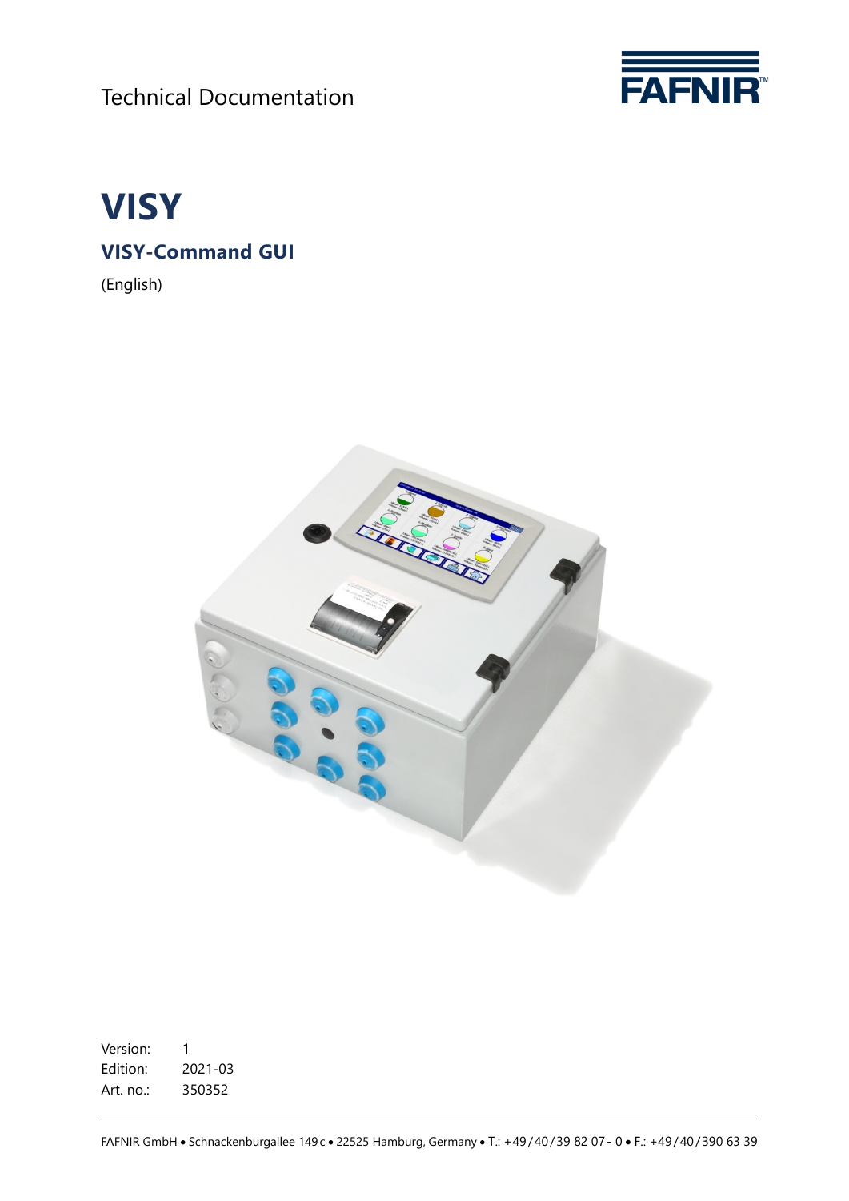Technical Documentation

# VISY

## VISY-Command GUI

(English)

Version: 1
Edition: 2021-03
Art. no.: 350352

FAFNIR GmbH • Schnackenburgallee 149 c • 22525 Hamburg, Germany • T.: +49 / 40 / 39 82 07 - 0 • F.: +49 / 40 / 390 63 39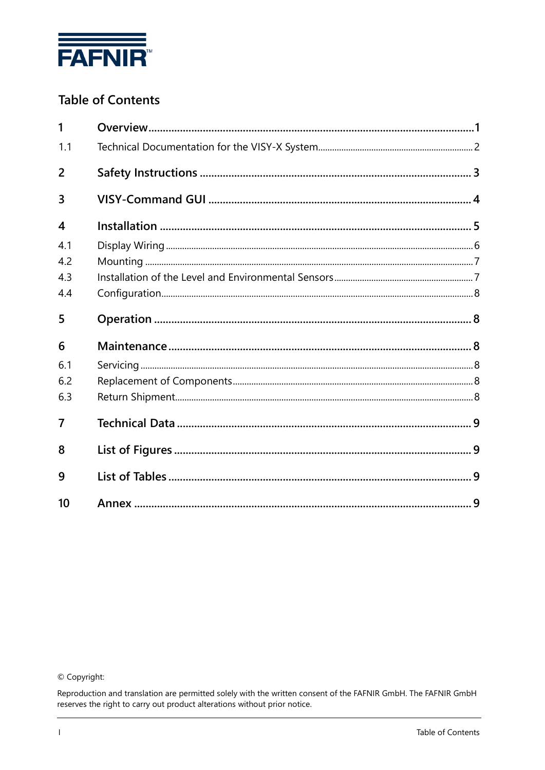FAFNIR

## Table of Contents

| | | |
|---|---|---|
| **1** | **Overview** | **1** |
| 1.1 | Technical Documentation for the VISY-X System | 2 |
| **2** | **Safety Instructions** | **3** |
| **3** | **VISY-Command GUI** | **4** |
| **4** | **Installation** | **5** |
| 4.1 | Display Wiring | 6 |
| 4.2 | Mounting | 7 |
| 4.3 | Installation of the Level and Environmental Sensors | 7 |
| 4.4 | Configuration | 8 |
| **5** | **Operation** | **8** |
| **6** | **Maintenance** | **8** |
| 6.1 | Servicing | 8 |
| 6.2 | Replacement of Components | 8 |
| 6.3 | Return Shipment | 8 |
| **7** | **Technical Data** | **9** |
| **8** | **List of Figures** | **9** |
| **9** | **List of Tables** | **9** |
| **10** | **Annex** | **9** |

© Copyright:

Reproduction and translation are permitted solely with the written consent of the FAFNIR GmbH. The FAFNIR GmbH reserves the right to carry out product alterations without prior notice.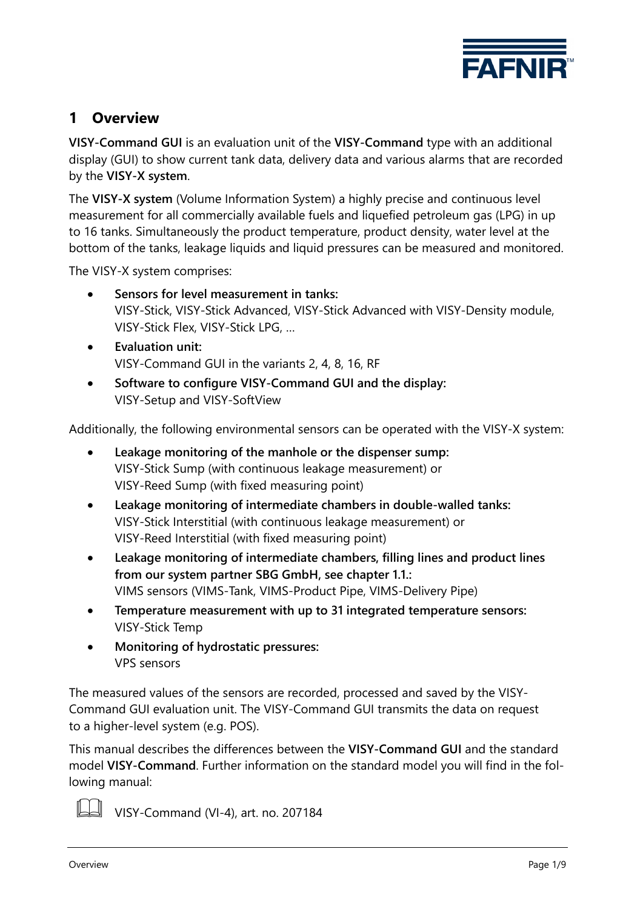# 1 Overview

**VISY-Command GUI** is an evaluation unit of the **VISY-Command** type with an additional display (GUI) to show current tank data, delivery data and various alarms that are recorded by the **VISY-X system**.

The **VISY-X system** (Volume Information System) a highly precise and continuous level measurement for all commercially available fuels and liquefied petroleum gas (LPG) in up to 16 tanks. Simultaneously the product temperature, product density, water level at the bottom of the tanks, leakage liquids and liquid pressures can be measured and monitored.

The VISY-X system comprises:

- **Sensors for level measurement in tanks:**
  VISY-Stick, VISY-Stick Advanced, VISY-Stick Advanced with VISY-Density module, VISY-Stick Flex, VISY-Stick LPG, ...
- **Evaluation unit:**
  VISY-Command GUI in the variants 2, 4, 8, 16, RF
- **Software to configure VISY-Command GUI and the display:**
  VISY-Setup and VISY-SoftView

Additionally, the following environmental sensors can be operated with the VISY-X system:

- **Leakage monitoring of the manhole or the dispenser sump:**
  VISY-Stick Sump (with continuous leakage measurement) or
  VISY-Reed Sump (with fixed measuring point)
- **Leakage monitoring of intermediate chambers in double-walled tanks:**
  VISY-Stick Interstitial (with continuous leakage measurement) or
  VISY-Reed Interstitial (with fixed measuring point)
- **Leakage monitoring of intermediate chambers, filling lines and product lines from our system partner SBG GmbH, see chapter 1.1.:**
  VIMS sensors (VIMS-Tank, VIMS-Product Pipe, VIMS-Delivery Pipe)
- **Temperature measurement with up to 31 integrated temperature sensors:**
  VISY-Stick Temp
- **Monitoring of hydrostatic pressures:**
  VPS sensors

The measured values of the sensors are recorded, processed and saved by the VISY-Command GUI evaluation unit. The VISY-Command GUI transmits the data on request to a higher-level system (e.g. POS).

This manual describes the differences between the **VISY-Command GUI** and the standard model **VISY-Command**. Further information on the standard model you will find in the following manual:

📖 VISY-Command (VI-4), art. no. 207184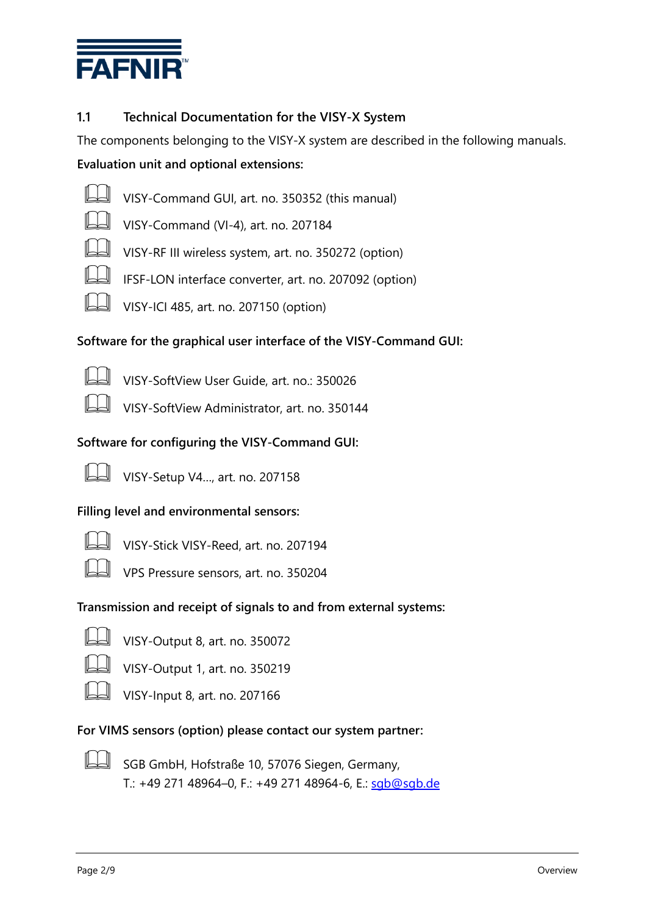## 1.1 Technical Documentation for the VISY-X System

The components belonging to the VISY-X system are described in the following manuals.

**Evaluation unit and optional extensions:**

- VISY-Command GUI, art. no. 350352 (this manual)
- VISY-Command (VI-4), art. no. 207184
- VISY-RF III wireless system, art. no. 350272 (option)
- IFSF-LON interface converter, art. no. 207092 (option)
- VISY-ICI 485, art. no. 207150 (option)

**Software for the graphical user interface of the VISY-Command GUI:**

- VISY-SoftView User Guide, art. no.: 350026
- VISY-SoftView Administrator, art. no. 350144

**Software for configuring the VISY-Command GUI:**

- VISY-Setup V4..., art. no. 207158

**Filling level and environmental sensors:**

- VISY-Stick VISY-Reed, art. no. 207194
- VPS Pressure sensors, art. no. 350204

**Transmission and receipt of signals to and from external systems:**

- VISY-Output 8, art. no. 350072
- VISY-Output 1, art. no. 350219
- VISY-Input 8, art. no. 207166

**For VIMS sensors (option) please contact our system partner:**

- SGB GmbH, Hofstraße 10, 57076 Siegen, Germany,
  T.: +49 271 48964–0, F.: +49 271 48964-6, E.: sgb@sgb.de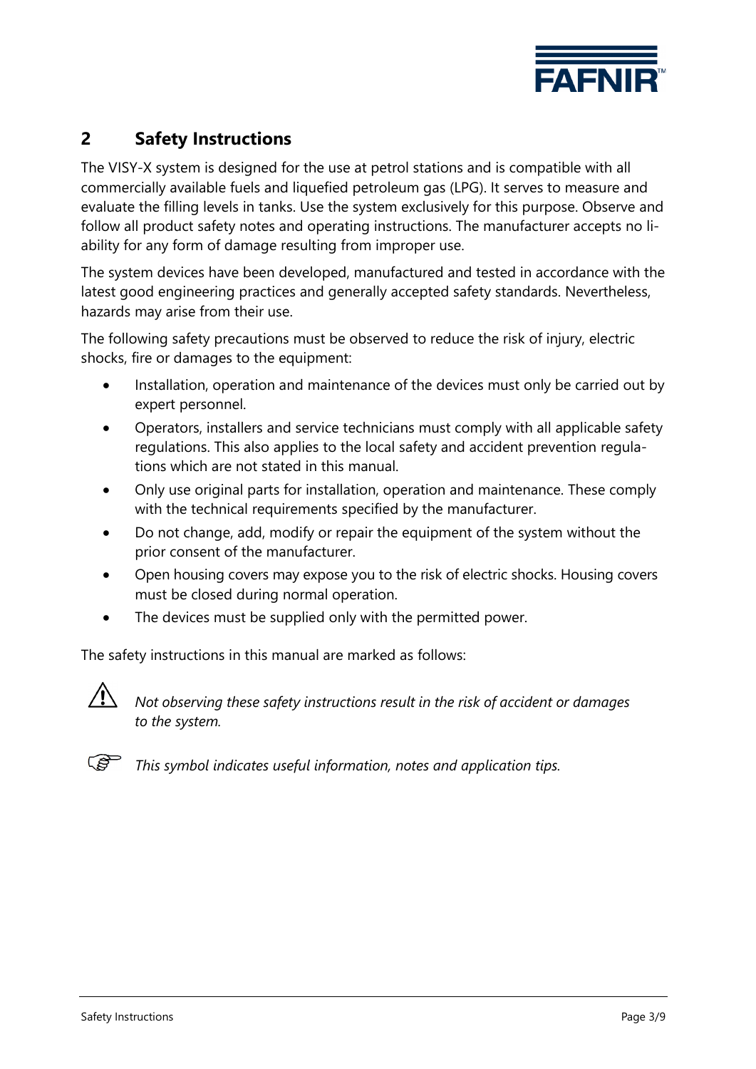## 2 Safety Instructions

The VISY-X system is designed for the use at petrol stations and is compatible with all commercially available fuels and liquefied petroleum gas (LPG). It serves to measure and evaluate the filling levels in tanks. Use the system exclusively for this purpose. Observe and follow all product safety notes and operating instructions. The manufacturer accepts no liability for any form of damage resulting from improper use.

The system devices have been developed, manufactured and tested in accordance with the latest good engineering practices and generally accepted safety standards. Nevertheless, hazards may arise from their use.

The following safety precautions must be observed to reduce the risk of injury, electric shocks, fire or damages to the equipment:

- Installation, operation and maintenance of the devices must only be carried out by expert personnel.
- Operators, installers and service technicians must comply with all applicable safety regulations. This also applies to the local safety and accident prevention regulations which are not stated in this manual.
- Only use original parts for installation, operation and maintenance. These comply with the technical requirements specified by the manufacturer.
- Do not change, add, modify or repair the equipment of the system without the prior consent of the manufacturer.
- Open housing covers may expose you to the risk of electric shocks. Housing covers must be closed during normal operation.
- The devices must be supplied only with the permitted power.

The safety instructions in this manual are marked as follows:

⚠ *Not observing these safety instructions result in the risk of accident or damages to the system.*

☞ *This symbol indicates useful information, notes and application tips.*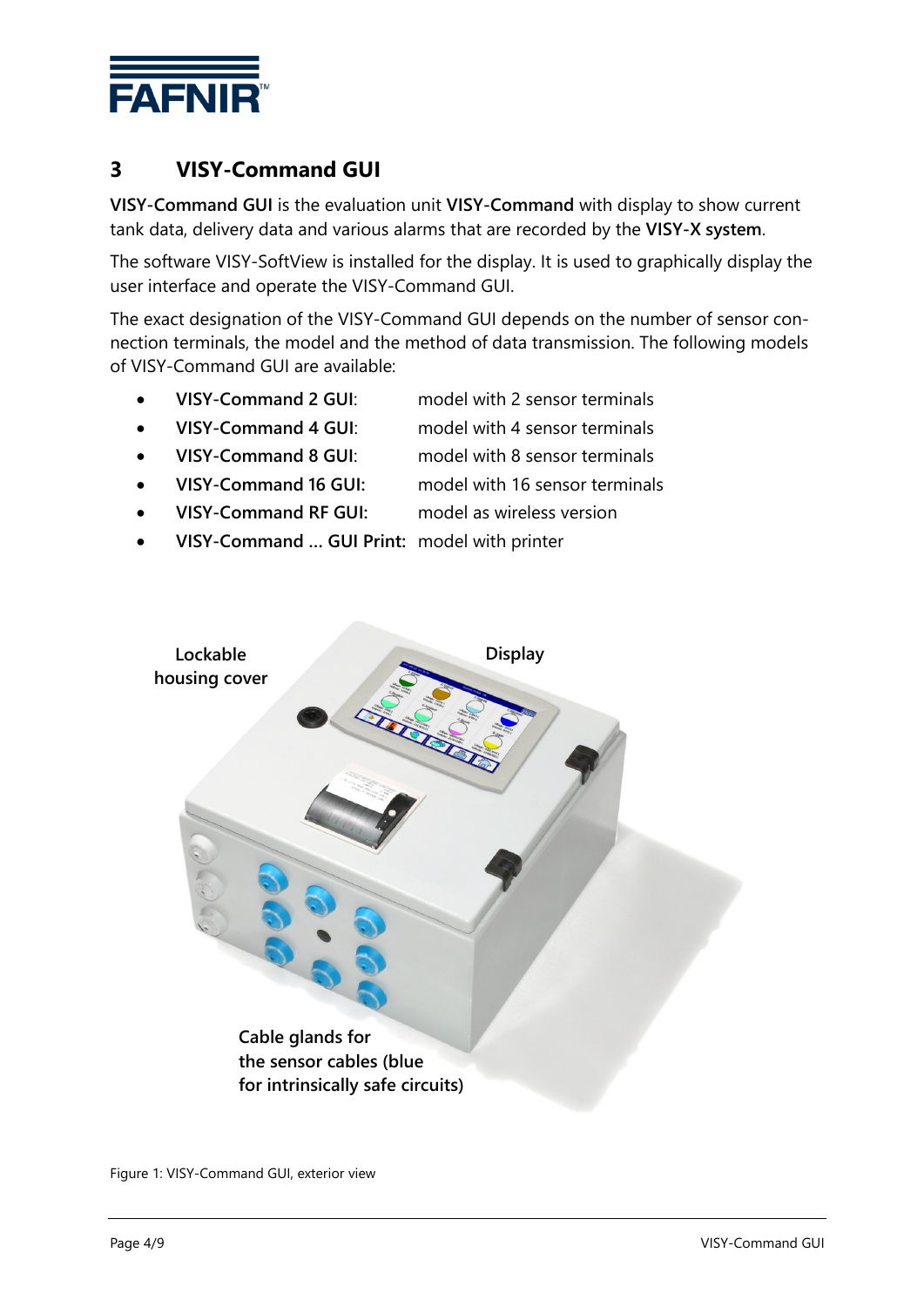# 3 VISY-Command GUI

**VISY-Command GUI** is the evaluation unit **VISY-Command** with display to show current tank data, delivery data and various alarms that are recorded by the **VISY-X system**.

The software VISY-SoftView is installed for the display. It is used to graphically display the user interface and operate the VISY-Command GUI.

The exact designation of the VISY-Command GUI depends on the number of sensor connection terminals, the model and the method of data transmission. The following models of VISY-Command GUI are available:

- **VISY-Command 2 GUI**: model with 2 sensor terminals
- **VISY-Command 4 GUI**: model with 4 sensor terminals
- **VISY-Command 8 GUI**: model with 8 sensor terminals
- **VISY-Command 16 GUI:** model with 16 sensor terminals
- **VISY-Command RF GUI:** model as wireless version
- **VISY-Command ... GUI Print:** model with printer

**Lockable housing cover**

**Display**

**Cable glands for the sensor cables (blue for intrinsically safe circuits)**

Figure 1: VISY-Command GUI, exterior view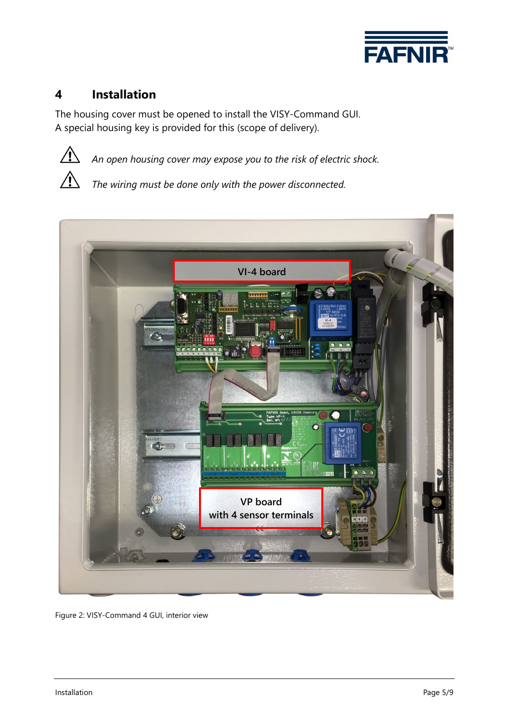# 4 Installation

The housing cover must be opened to install the VISY-Command GUI.
A special housing key is provided for this (scope of delivery).

⚠ *An open housing cover may expose you to the risk of electric shock.*

⚠ *The wiring must be done only with the power disconnected.*

Figure 2: VISY-Command 4 GUI, interior view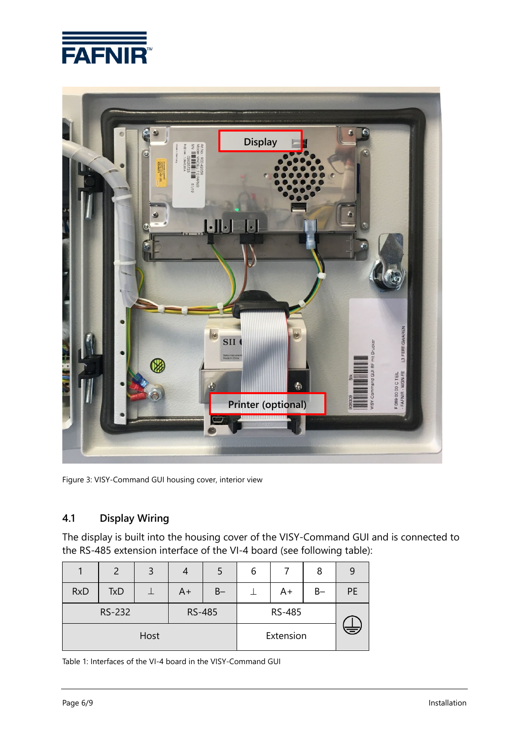Figure 3: VISY-Command GUI housing cover, interior view

## 4.1 Display Wiring

The display is built into the housing cover of the VISY-Command GUI and is connected to the RS-485 extension interface of the VI-4 board (see following table):

| 1 | 2 | 3 | 4 | 5 | 6 | 7 | 8 | 9 |
|---|---|---|---|---|---|---|---|---|
| RxD | TxD | ⊥ | A+ | B– | ⊥ | A+ | B– | PE |
| RS-232 | | | RS-485 | | RS-485 | | | ⏚ |
| Host | | | | | Extension | | | |

Table 1: Interfaces of the VI-4 board in the VISY-Command GUI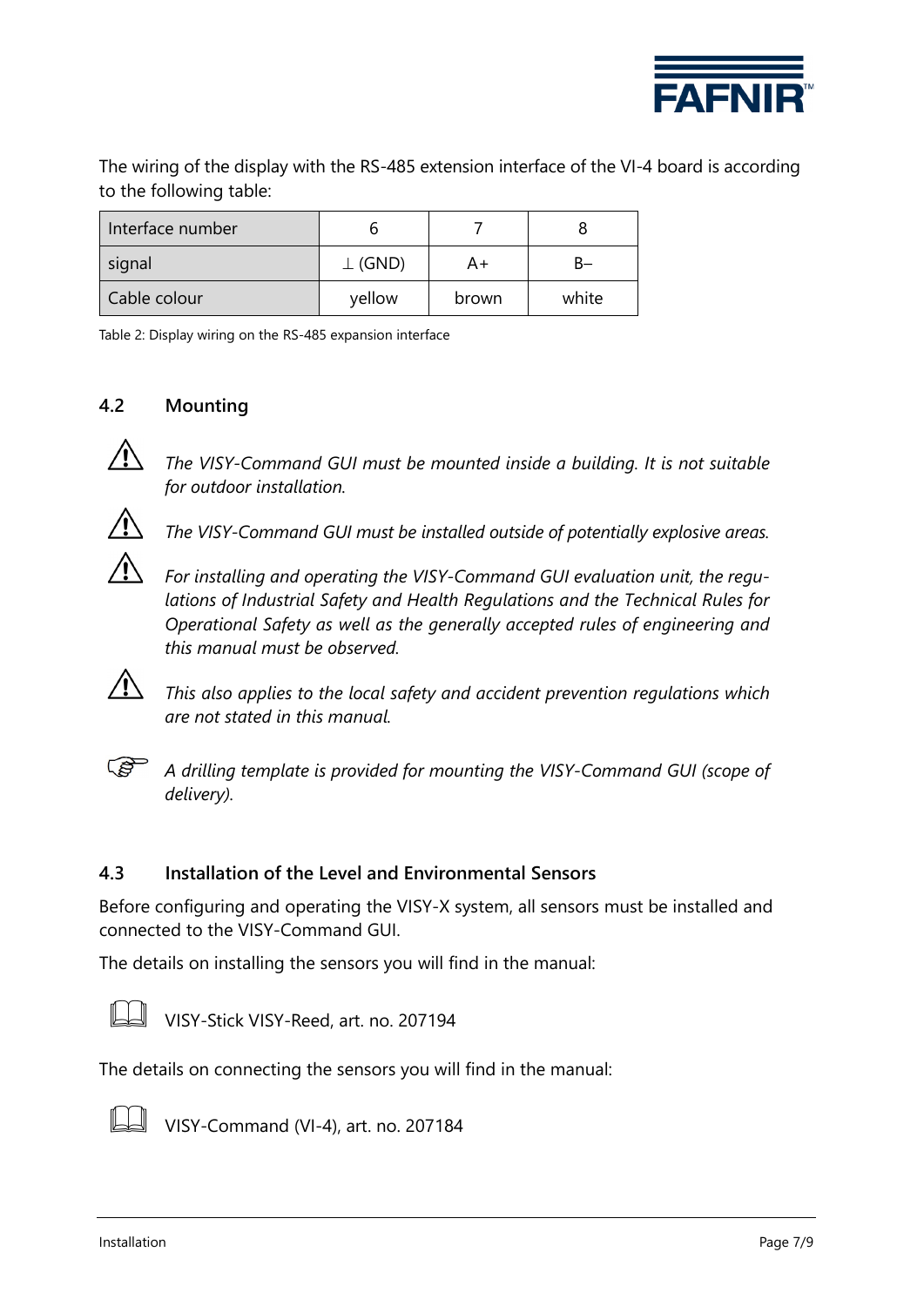The wiring of the display with the RS-485 extension interface of the VI-4 board is according to the following table:

| Interface number | 6 | 7 | 8 |
|---|---|---|---|
| signal | ⊥ (GND) | A+ | B– |
| Cable colour | yellow | brown | white |

Table 2: Display wiring on the RS-485 expansion interface

## 4.2 Mounting

⚠ *The VISY-Command GUI must be mounted inside a building. It is not suitable for outdoor installation.*

⚠ *The VISY-Command GUI must be installed outside of potentially explosive areas.*

⚠ *For installing and operating the VISY-Command GUI evaluation unit, the regulations of Industrial Safety and Health Regulations and the Technical Rules for Operational Safety as well as the generally accepted rules of engineering and this manual must be observed.*

⚠ *This also applies to the local safety and accident prevention regulations which are not stated in this manual.*

☞ *A drilling template is provided for mounting the VISY-Command GUI (scope of delivery).*

## 4.3 Installation of the Level and Environmental Sensors

Before configuring and operating the VISY-X system, all sensors must be installed and connected to the VISY-Command GUI.

The details on installing the sensors you will find in the manual:

📖 VISY-Stick VISY-Reed, art. no. 207194

The details on connecting the sensors you will find in the manual:

📖 VISY-Command (VI-4), art. no. 207184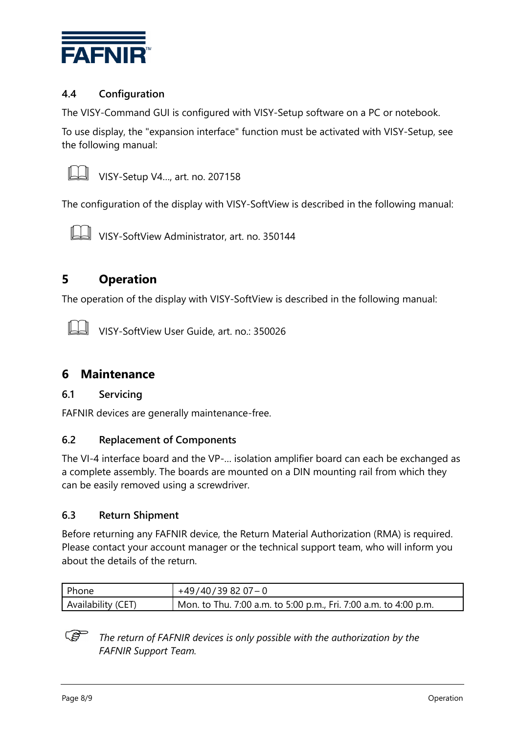### 4.4 Configuration

The VISY-Command GUI is configured with VISY-Setup software on a PC or notebook.

To use display, the "expansion interface" function must be activated with VISY-Setup, see the following manual:

📖 VISY-Setup V4..., art. no. 207158

The configuration of the display with VISY-SoftView is described in the following manual:

📖 VISY-SoftView Administrator, art. no. 350144

## 5 Operation

The operation of the display with VISY-SoftView is described in the following manual:

📖 VISY-SoftView User Guide, art. no.: 350026

## 6 Maintenance

### 6.1 Servicing

FAFNIR devices are generally maintenance-free.

### 6.2 Replacement of Components

The VI-4 interface board and the VP-... isolation amplifier board can each be exchanged as a complete assembly. The boards are mounted on a DIN mounting rail from which they can be easily removed using a screwdriver.

### 6.3 Return Shipment

Before returning any FAFNIR device, the Return Material Authorization (RMA) is required. Please contact your account manager or the technical support team, who will inform you about the details of the return.

| Phone | +49/40/39 82 07 – 0 |
|---|---|
| Availability (CET) | Mon. to Thu. 7:00 a.m. to 5:00 p.m., Fri. 7:00 a.m. to 4:00 p.m. |

☞ *The return of FAFNIR devices is only possible with the authorization by the FAFNIR Support Team.*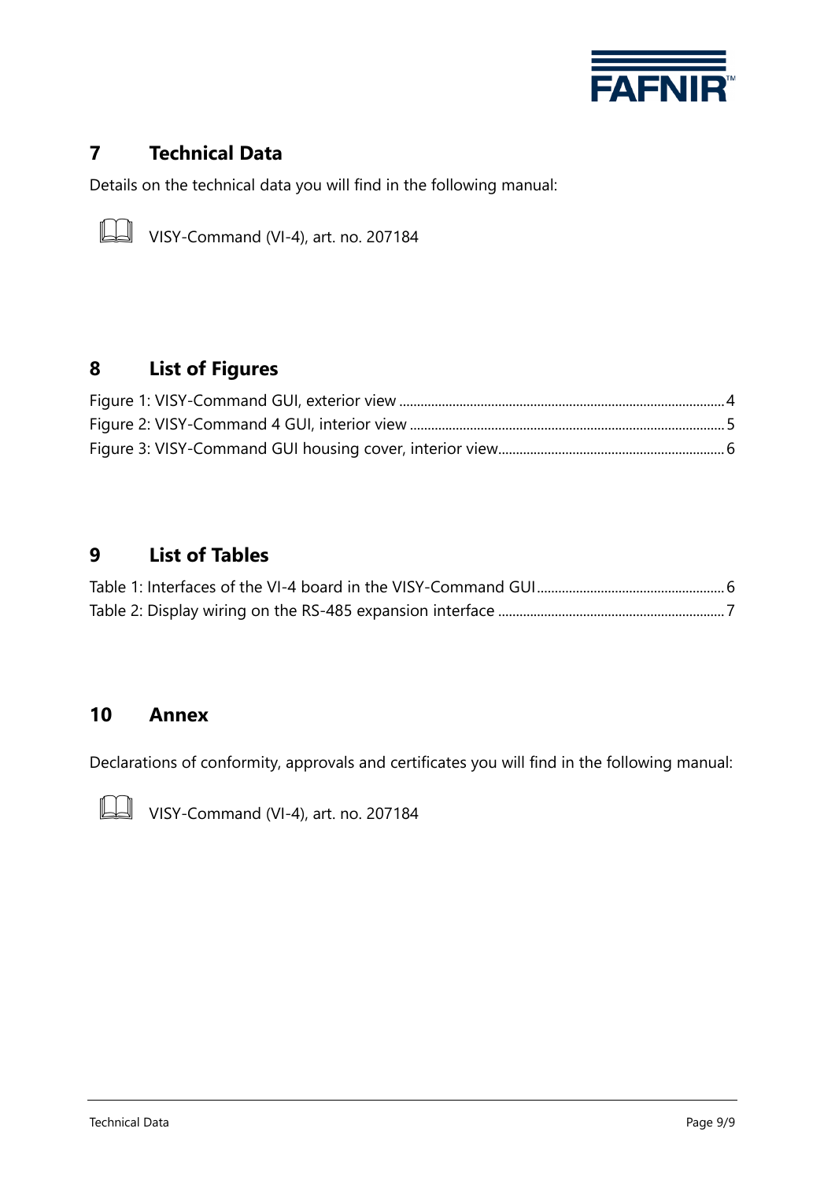# 7 Technical Data

Details on the technical data you will find in the following manual:

📖 VISY-Command (VI-4), art. no. 207184

# 8 List of Figures

Figure 1: VISY-Command GUI, exterior view ........................................ 4
Figure 2: VISY-Command 4 GUI, interior view ........................................ 5
Figure 3: VISY-Command GUI housing cover, interior view ........................................ 6

# 9 List of Tables

Table 1: Interfaces of the VI-4 board in the VISY-Command GUI ........................................ 6
Table 2: Display wiring on the RS-485 expansion interface ........................................ 7

# 10 Annex

Declarations of conformity, approvals and certificates you will find in the following manual:

📖 VISY-Command (VI-4), art. no. 207184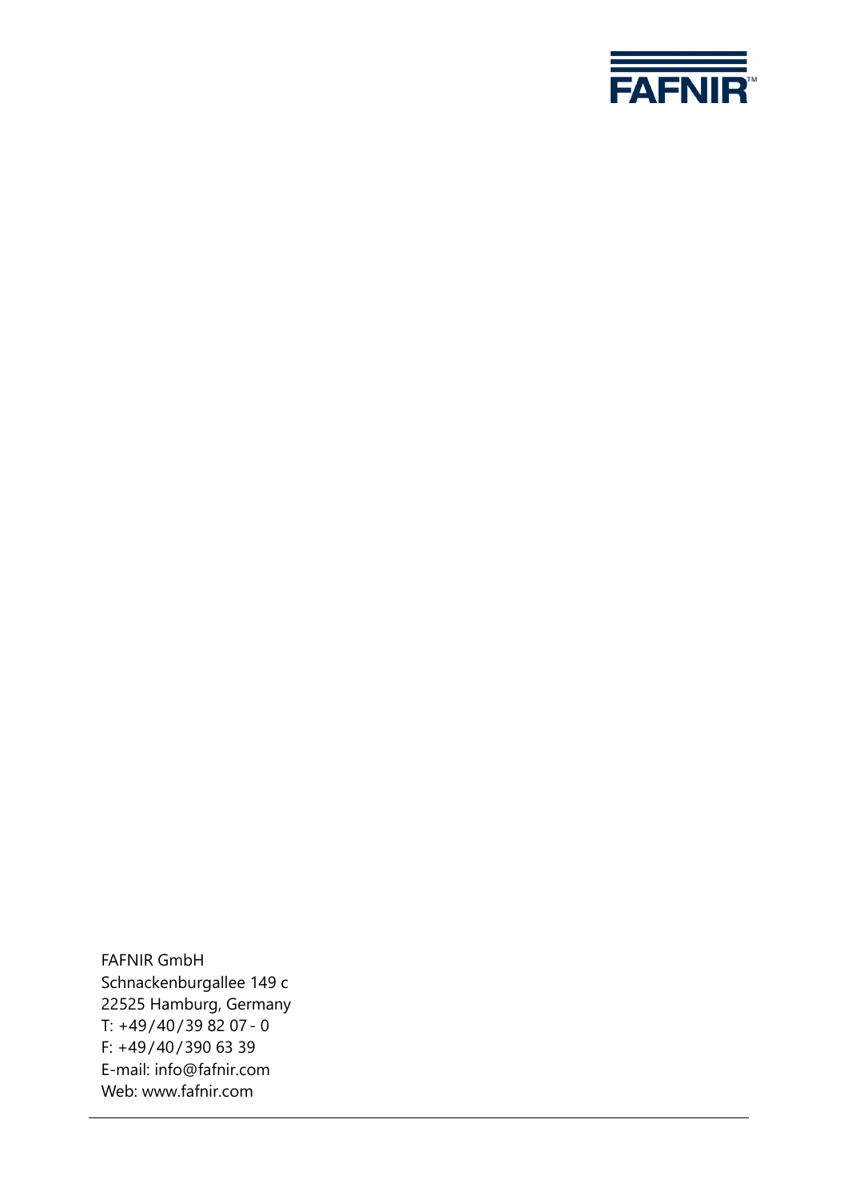FAFNIR GmbH
Schnackenburgallee 149 c
22525 Hamburg, Germany
T: +49 / 40 / 39 82 07 - 0
F: +49 / 40 / 390 63 39
E-mail: info@fafnir.com
Web: www.fafnir.com